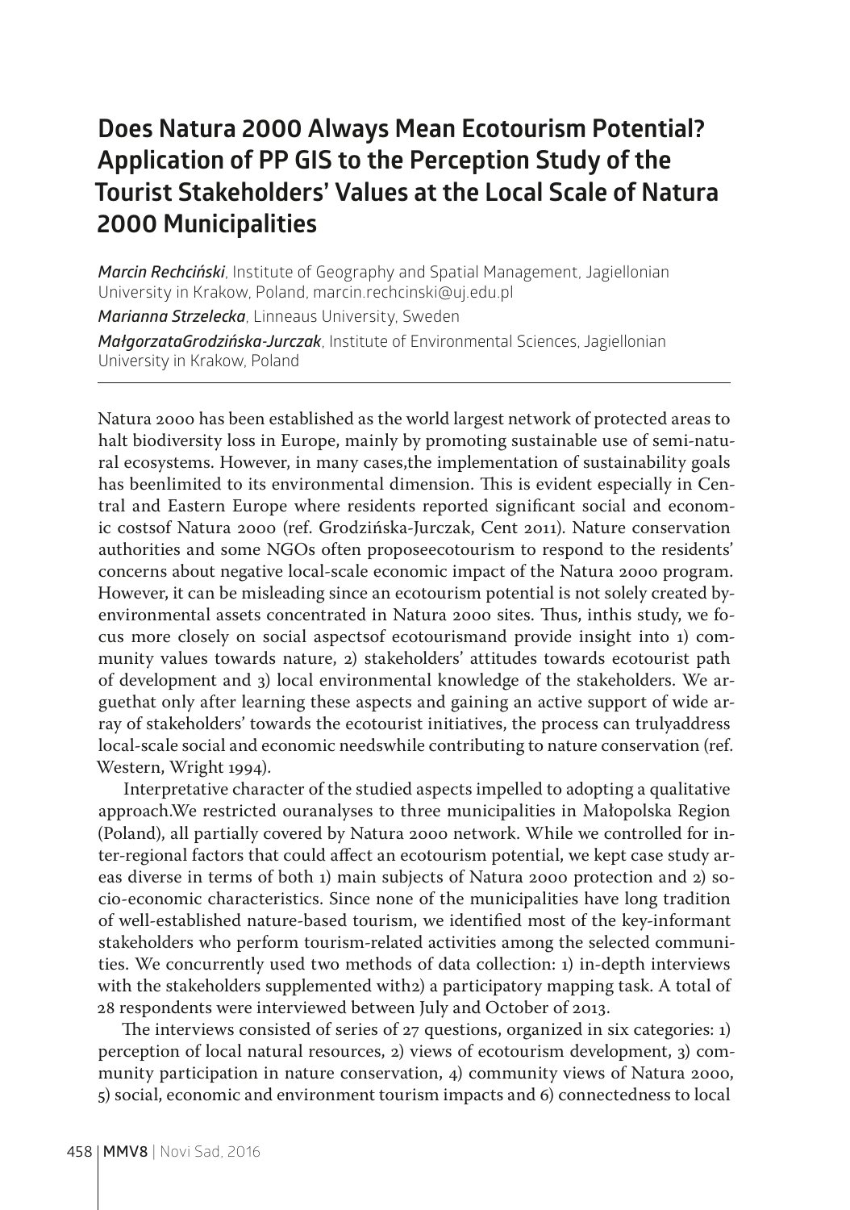# Does Natura 2000 Always Mean Ecotourism Potential? Application of PP GIS to the Perception Study of the Tourist Stakeholders' Values at the Local Scale of Natura 2000 Municipalities

***Marcin Rechciński***, Institute of Geography and Spatial Management, Jagiellonian University in Krakow, Poland, marcin.rechcinski@uj.edu.pl

***Marianna Strzelecka***, Linneaus University, Sweden

***MałgorzataGrodzińska-Jurczak***, Institute of Environmental Sciences, Jagiellonian University in Krakow, Poland

---

Natura 2000 has been established as the world largest network of protected areas to halt biodiversity loss in Europe, mainly by promoting sustainable use of semi-natural ecosystems. However, in many cases,the implementation of sustainability goals has beenlimited to its environmental dimension. This is evident especially in Central and Eastern Europe where residents reported significant social and economic costsof Natura 2000 (ref. Grodzińska-Jurczak, Cent 2011). Nature conservation authorities and some NGOs often proposeecotourism to respond to the residents' concerns about negative local-scale economic impact of the Natura 2000 program. However, it can be misleading since an ecotourism potential is not solely created byenvironmental assets concentrated in Natura 2000 sites. Thus, inthis study, we focus more closely on social aspectsof ecotourismand provide insight into 1) community values towards nature, 2) stakeholders' attitudes towards ecotourist path of development and 3) local environmental knowledge of the stakeholders. We arguethat only after learning these aspects and gaining an active support of wide array of stakeholders' towards the ecotourist initiatives, the process can trulyaddress local-scale social and economic needswhile contributing to nature conservation (ref. Western, Wright 1994).

Interpretative character of the studied aspects impelled to adopting a qualitative approach.We restricted ouranalyses to three municipalities in Małopolska Region (Poland), all partially covered by Natura 2000 network. While we controlled for inter-regional factors that could affect an ecotourism potential, we kept case study areas diverse in terms of both 1) main subjects of Natura 2000 protection and 2) socio-economic characteristics. Since none of the municipalities have long tradition of well-established nature-based tourism, we identified most of the key-informant stakeholders who perform tourism-related activities among the selected communities. We concurrently used two methods of data collection: 1) in-depth interviews with the stakeholders supplemented with2) a participatory mapping task. A total of 28 respondents were interviewed between July and October of 2013.

The interviews consisted of series of 27 questions, organized in six categories: 1) perception of local natural resources, 2) views of ecotourism development, 3) community participation in nature conservation, 4) community views of Natura 2000, 5) social, economic and environment tourism impacts and 6) connectedness to local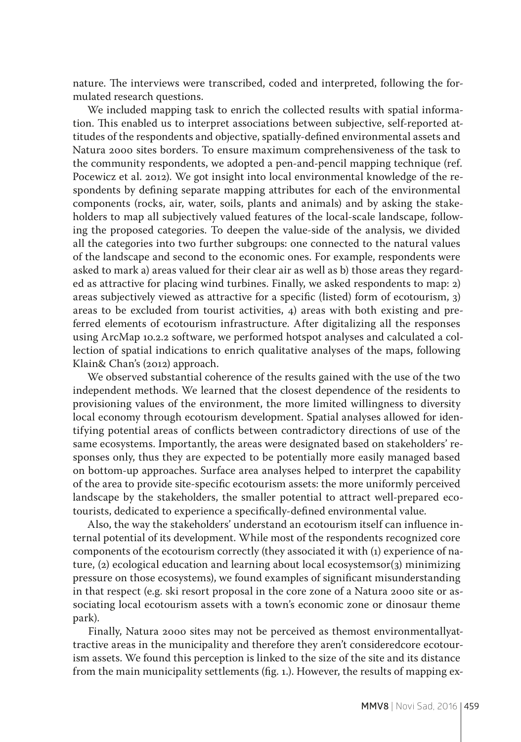nature. The interviews were transcribed, coded and interpreted, following the formulated research questions.

We included mapping task to enrich the collected results with spatial information. This enabled us to interpret associations between subjective, self-reported attitudes of the respondents and objective, spatially-defined environmental assets and Natura 2000 sites borders. To ensure maximum comprehensiveness of the task to the community respondents, we adopted a pen-and-pencil mapping technique (ref. Pocewicz et al. 2012). We got insight into local environmental knowledge of the respondents by defining separate mapping attributes for each of the environmental components (rocks, air, water, soils, plants and animals) and by asking the stakeholders to map all subjectively valued features of the local-scale landscape, following the proposed categories. To deepen the value-side of the analysis, we divided all the categories into two further subgroups: one connected to the natural values of the landscape and second to the economic ones. For example, respondents were asked to mark a) areas valued for their clear air as well as b) those areas they regarded as attractive for placing wind turbines. Finally, we asked respondents to map: 2) areas subjectively viewed as attractive for a specific (listed) form of ecotourism, 3) areas to be excluded from tourist activities, 4) areas with both existing and preferred elements of ecotourism infrastructure. After digitalizing all the responses using ArcMap 10.2.2 software, we performed hotspot analyses and calculated a collection of spatial indications to enrich qualitative analyses of the maps, following Klain& Chan's (2012) approach.

We observed substantial coherence of the results gained with the use of the two independent methods. We learned that the closest dependence of the residents to provisioning values of the environment, the more limited willingness to diversity local economy through ecotourism development. Spatial analyses allowed for identifying potential areas of conflicts between contradictory directions of use of the same ecosystems. Importantly, the areas were designated based on stakeholders' responses only, thus they are expected to be potentially more easily managed based on bottom-up approaches. Surface area analyses helped to interpret the capability of the area to provide site-specific ecotourism assets: the more uniformly perceived landscape by the stakeholders, the smaller potential to attract well-prepared ecotourists, dedicated to experience a specifically-defined environmental value.

Also, the way the stakeholders' understand an ecotourism itself can influence internal potential of its development. While most of the respondents recognized core components of the ecotourism correctly (they associated it with (1) experience of nature, (2) ecological education and learning about local ecosystemsor(3) minimizing pressure on those ecosystems), we found examples of significant misunderstanding in that respect (e.g. ski resort proposal in the core zone of a Natura 2000 site or associating local ecotourism assets with a town's economic zone or dinosaur theme park).

Finally, Natura 2000 sites may not be perceived as themost environmentallyattractive areas in the municipality and therefore they aren't consideredcore ecotourism assets. We found this perception is linked to the size of the site and its distance from the main municipality settlements (fig. 1.). However, the results of mapping ex-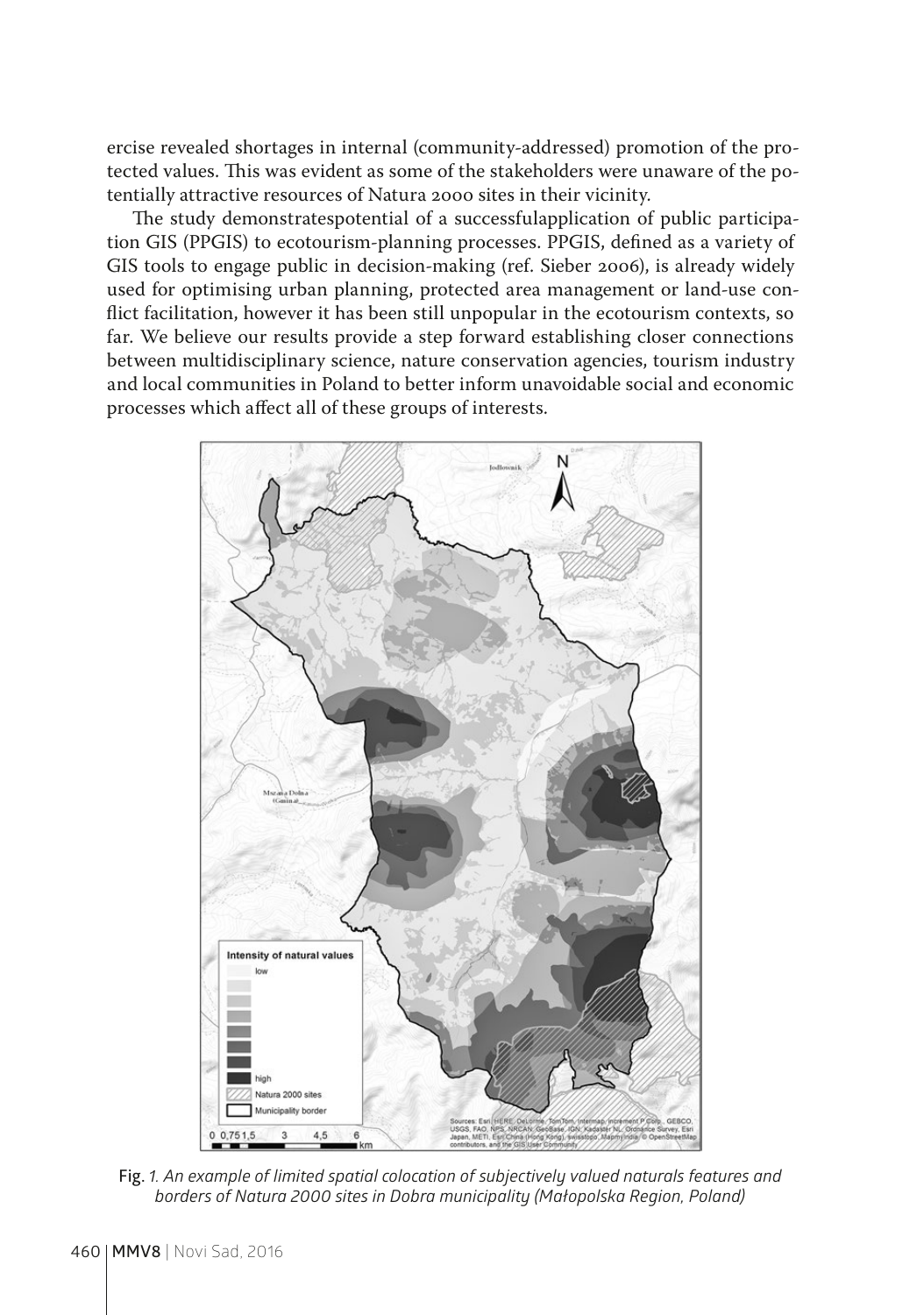ercise revealed shortages in internal (community-addressed) promotion of the protected values. This was evident as some of the stakeholders were unaware of the potentially attractive resources of Natura 2000 sites in their vicinity.

The study demonstratespotential of a successfulapplication of public participation GIS (PPGIS) to ecotourism-planning processes. PPGIS, defined as a variety of GIS tools to engage public in decision-making (ref. Sieber 2006), is already widely used for optimising urban planning, protected area management or land-use conflict facilitation, however it has been still unpopular in the ecotourism contexts, so far. We believe our results provide a step forward establishing closer connections between multidisciplinary science, nature conservation agencies, tourism industry and local communities in Poland to better inform unavoidable social and economic processes which affect all of these groups of interests.

Fig. *1. An example of limited spatial colocation of subjectively valued naturals features and borders of Natura 2000 sites in Dobra municipality (Małopolska Region, Poland)*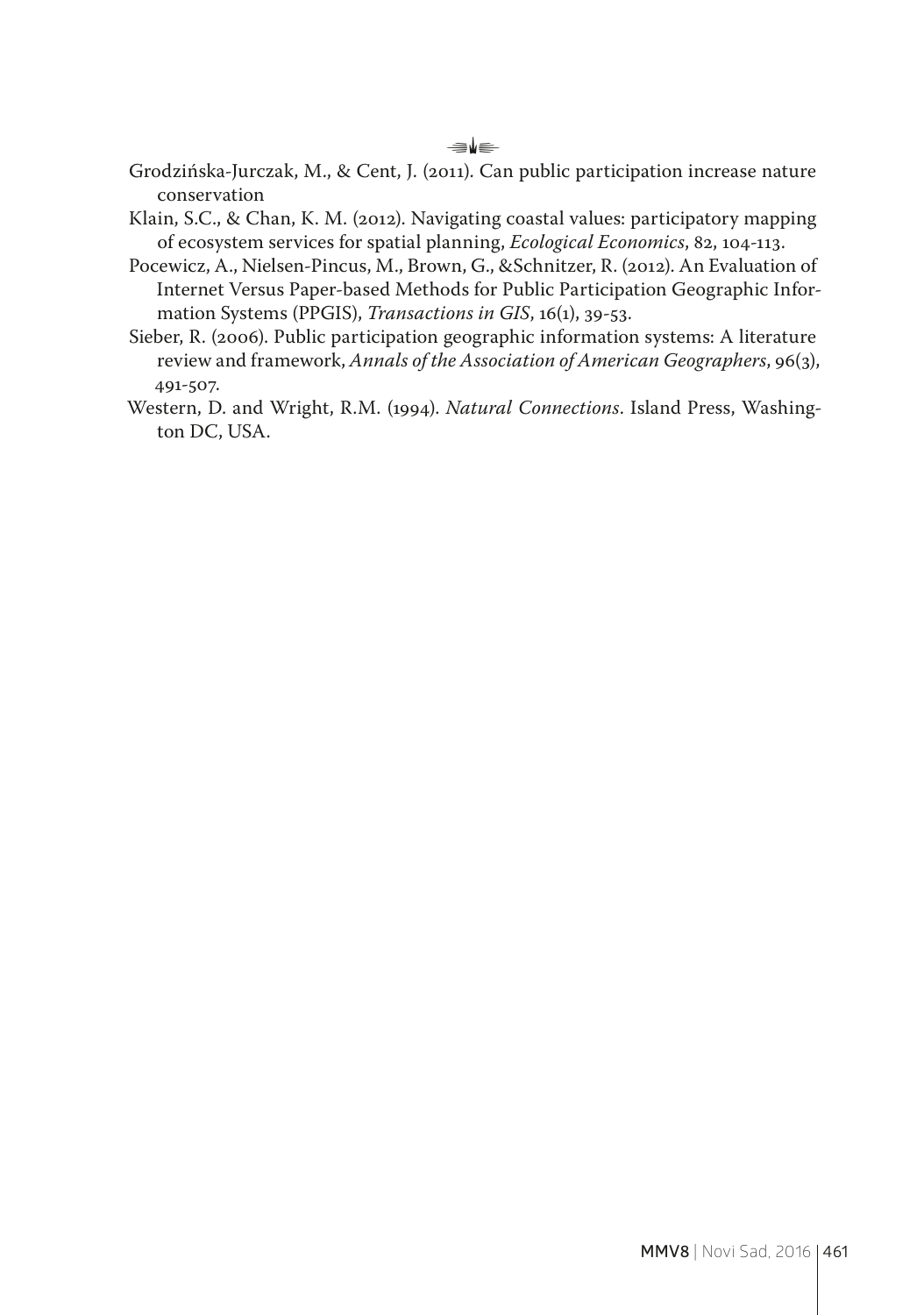Grodzińska-Jurczak, M., & Cent, J. (2011). Can public participation increase nature conservation

Klain, S.C., & Chan, K. M. (2012). Navigating coastal values: participatory mapping of ecosystem services for spatial planning, *Ecological Economics*, 82, 104-113.

Pocewicz, A., Nielsen-Pincus, M., Brown, G., &Schnitzer, R. (2012). An Evaluation of Internet Versus Paper-based Methods for Public Participation Geographic Information Systems (PPGIS), *Transactions in GIS*, 16(1), 39-53.

Sieber, R. (2006). Public participation geographic information systems: A literature review and framework, *Annals of the Association of American Geographers*, 96(3), 491-507.

Western, D. and Wright, R.M. (1994). *Natural Connections*. Island Press, Washington DC, USA.